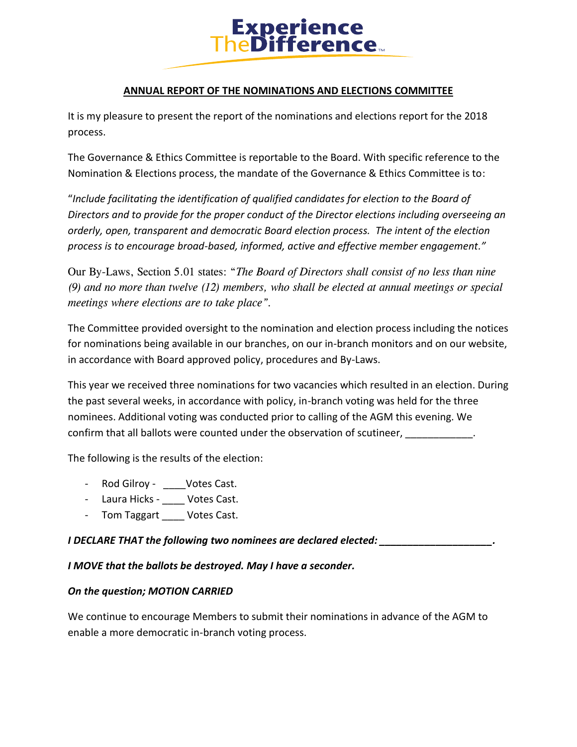Experience TheDifference™

**ANNUAL REPORT OF THE NOMINATIONS AND ELECTIONS COMMITTEE**

It is my pleasure to present the report of the nominations and elections report for the 2018 process.

The Governance & Ethics Committee is reportable to the Board. With specific reference to the Nomination & Elections process, the mandate of the Governance & Ethics Committee is to:

"*Include facilitating the identification of qualified candidates for election to the Board of Directors and to provide for the proper conduct of the Director elections including overseeing an orderly, open, transparent and democratic Board election process. The intent of the election process is to encourage broad-based, informed, active and effective member engagement."*

Our By-Laws, Section 5.01 states: "*The Board of Directors shall consist of no less than nine (9) and no more than twelve (12) members, who shall be elected at annual meetings or special meetings where elections are to take place"*.

The Committee provided oversight to the nomination and election process including the notices for nominations being available in our branches, on our in-branch monitors and on our website, in accordance with Board approved policy, procedures and By-Laws.

This year we received three nominations for two vacancies which resulted in an election. During the past several weeks, in accordance with policy, in-branch voting was held for the three nominees. Additional voting was conducted prior to calling of the AGM this evening. We confirm that all ballots were counted under the observation of scutineer, ____________.

The following is the results of the election:

- Rod Gilroy - ____Votes Cast.
- Laura Hicks - ____ Votes Cast.
- Tom Taggart ____ Votes Cast.

***I DECLARE THAT the following two nominees are declared elected: ____________________.***

***I MOVE that the ballots be destroyed. May I have a seconder.***

***On the question; MOTION CARRIED***

We continue to encourage Members to submit their nominations in advance of the AGM to enable a more democratic in-branch voting process.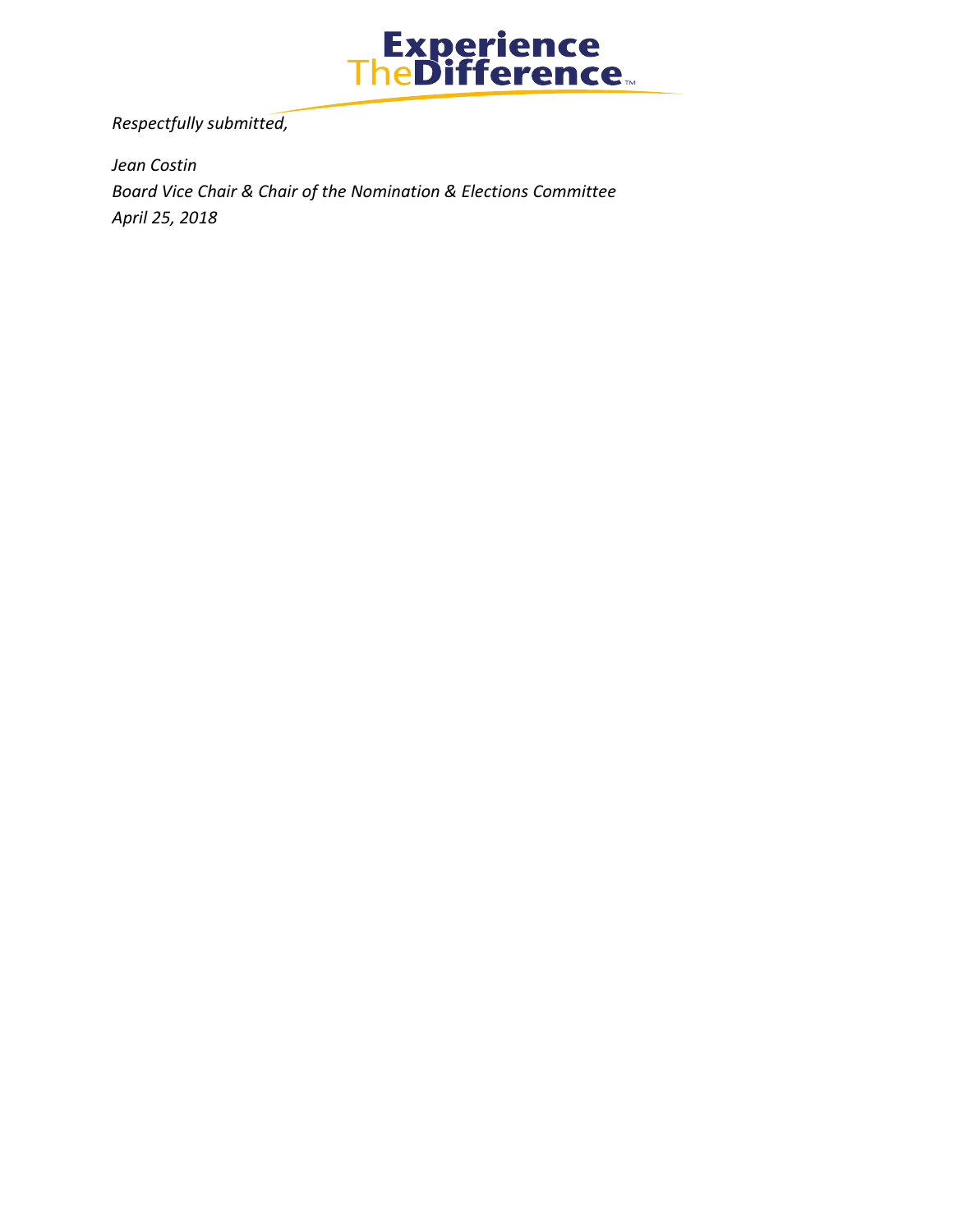*Respectfully submitted,*

*Jean Costin*
*Board Vice Chair & Chair of the Nomination & Elections Committee*
*April 25, 2018*